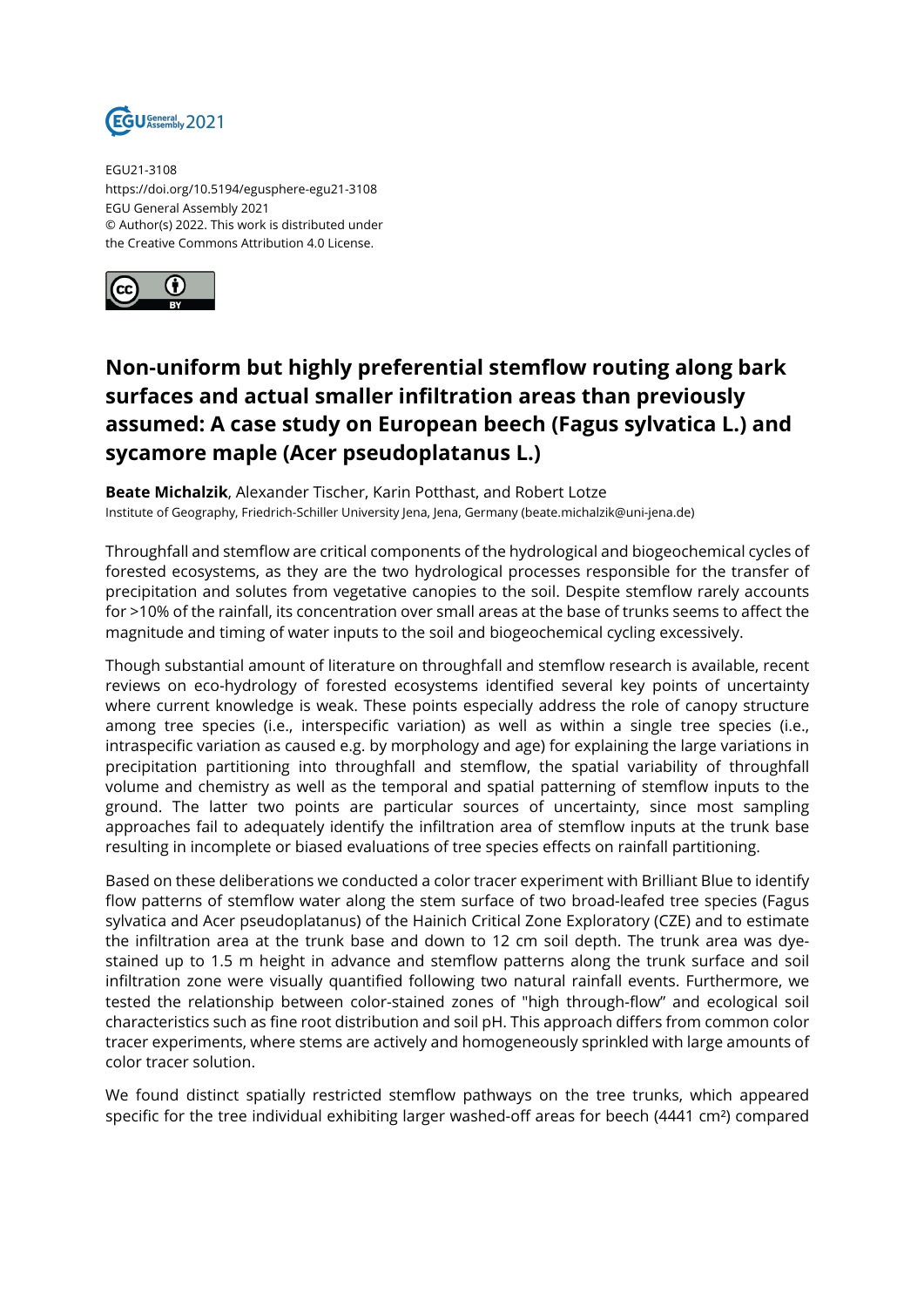EGU21-3108
https://doi.org/10.5194/egusphere-egu21-3108
EGU General Assembly 2021
© Author(s) 2022. This work is distributed under
the Creative Commons Attribution 4.0 License.

# Non-uniform but highly preferential stemflow routing along bark surfaces and actual smaller infiltration areas than previously assumed: A case study on European beech (Fagus sylvatica L.) and sycamore maple (Acer pseudoplatanus L.)

**Beate Michalzik**, Alexander Tischer, Karin Potthast, and Robert Lotze
Institute of Geography, Friedrich-Schiller University Jena, Jena, Germany (beate.michalzik@uni-jena.de)

Throughfall and stemflow are critical components of the hydrological and biogeochemical cycles of forested ecosystems, as they are the two hydrological processes responsible for the transfer of precipitation and solutes from vegetative canopies to the soil. Despite stemflow rarely accounts for >10% of the rainfall, its concentration over small areas at the base of trunks seems to affect the magnitude and timing of water inputs to the soil and biogeochemical cycling excessively.

Though substantial amount of literature on throughfall and stemflow research is available, recent reviews on eco-hydrology of forested ecosystems identified several key points of uncertainty where current knowledge is weak. These points especially address the role of canopy structure among tree species (i.e., interspecific variation) as well as within a single tree species (i.e., intraspecific variation as caused e.g. by morphology and age) for explaining the large variations in precipitation partitioning into throughfall and stemflow, the spatial variability of throughfall volume and chemistry as well as the temporal and spatial patterning of stemflow inputs to the ground. The latter two points are particular sources of uncertainty, since most sampling approaches fail to adequately identify the infiltration area of stemflow inputs at the trunk base resulting in incomplete or biased evaluations of tree species effects on rainfall partitioning.

Based on these deliberations we conducted a color tracer experiment with Brilliant Blue to identify flow patterns of stemflow water along the stem surface of two broad-leafed tree species (Fagus sylvatica and Acer pseudoplatanus) of the Hainich Critical Zone Exploratory (CZE) and to estimate the infiltration area at the trunk base and down to 12 cm soil depth. The trunk area was dye-stained up to 1.5 m height in advance and stemflow patterns along the trunk surface and soil infiltration zone were visually quantified following two natural rainfall events. Furthermore, we tested the relationship between color-stained zones of "high through-flow" and ecological soil characteristics such as fine root distribution and soil pH. This approach differs from common color tracer experiments, where stems are actively and homogeneously sprinkled with large amounts of color tracer solution.

We found distinct spatially restricted stemflow pathways on the tree trunks, which appeared specific for the tree individual exhibiting larger washed-off areas for beech (4441 cm²) compared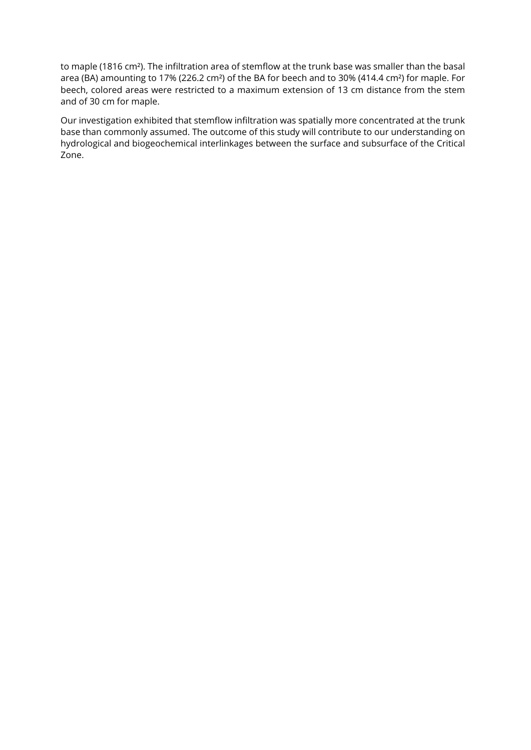to maple (1816 cm²). The infiltration area of stemflow at the trunk base was smaller than the basal area (BA) amounting to 17% (226.2 cm²) of the BA for beech and to 30% (414.4 cm²) for maple. For beech, colored areas were restricted to a maximum extension of 13 cm distance from the stem and of 30 cm for maple.

Our investigation exhibited that stemflow infiltration was spatially more concentrated at the trunk base than commonly assumed. The outcome of this study will contribute to our understanding on hydrological and biogeochemical interlinkages between the surface and subsurface of the Critical Zone.